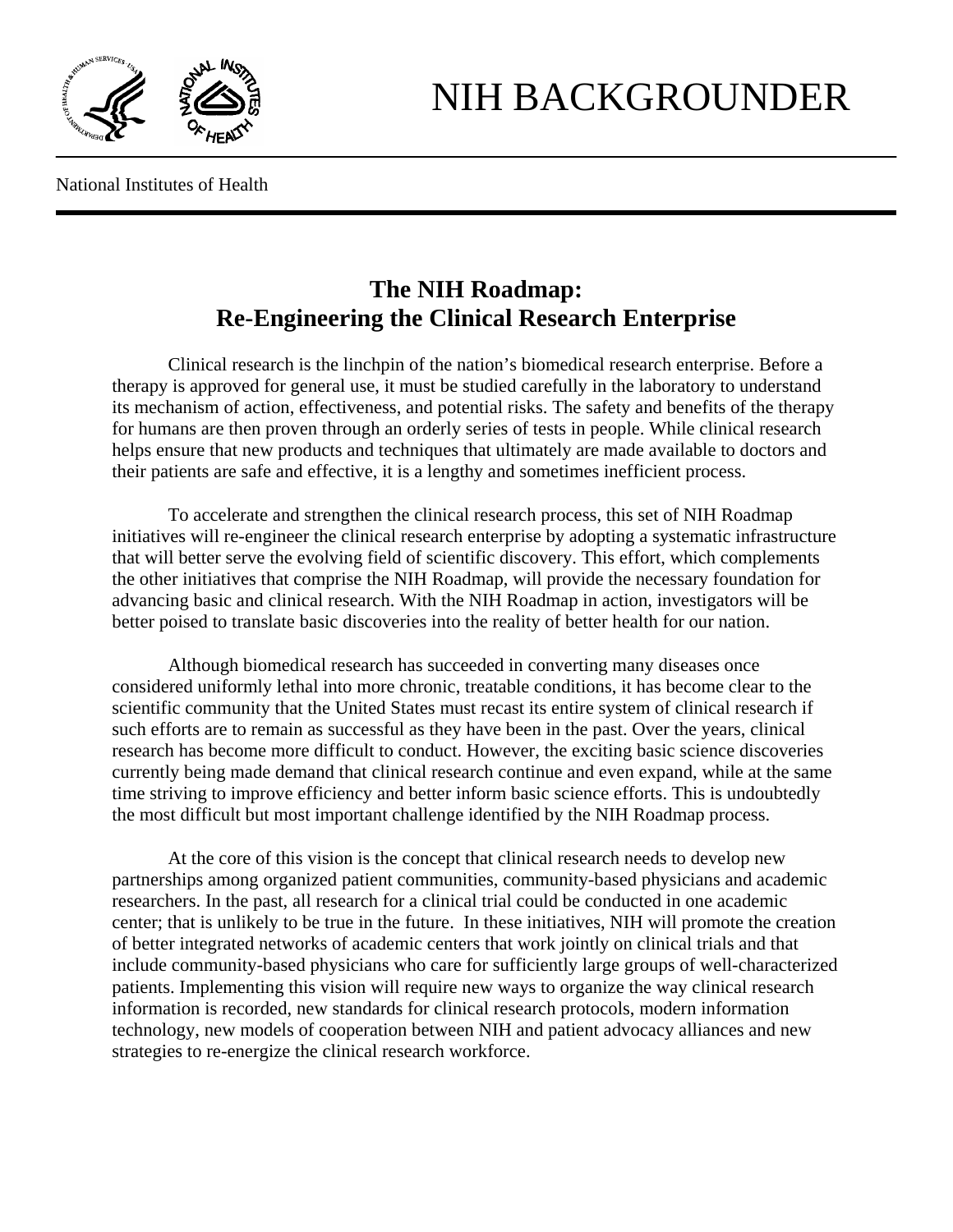# NIH BACKGROUNDER

National Institutes of Health

## The NIH Roadmap: Re-Engineering the Clinical Research Enterprise

Clinical research is the linchpin of the nation's biomedical research enterprise. Before a therapy is approved for general use, it must be studied carefully in the laboratory to understand its mechanism of action, effectiveness, and potential risks. The safety and benefits of the therapy for humans are then proven through an orderly series of tests in people. While clinical research helps ensure that new products and techniques that ultimately are made available to doctors and their patients are safe and effective, it is a lengthy and sometimes inefficient process.

To accelerate and strengthen the clinical research process, this set of NIH Roadmap initiatives will re-engineer the clinical research enterprise by adopting a systematic infrastructure that will better serve the evolving field of scientific discovery. This effort, which complements the other initiatives that comprise the NIH Roadmap, will provide the necessary foundation for advancing basic and clinical research. With the NIH Roadmap in action, investigators will be better poised to translate basic discoveries into the reality of better health for our nation.

Although biomedical research has succeeded in converting many diseases once considered uniformly lethal into more chronic, treatable conditions, it has become clear to the scientific community that the United States must recast its entire system of clinical research if such efforts are to remain as successful as they have been in the past. Over the years, clinical research has become more difficult to conduct. However, the exciting basic science discoveries currently being made demand that clinical research continue and even expand, while at the same time striving to improve efficiency and better inform basic science efforts. This is undoubtedly the most difficult but most important challenge identified by the NIH Roadmap process.

At the core of this vision is the concept that clinical research needs to develop new partnerships among organized patient communities, community-based physicians and academic researchers. In the past, all research for a clinical trial could be conducted in one academic center; that is unlikely to be true in the future. In these initiatives, NIH will promote the creation of better integrated networks of academic centers that work jointly on clinical trials and that include community-based physicians who care for sufficiently large groups of well-characterized patients. Implementing this vision will require new ways to organize the way clinical research information is recorded, new standards for clinical research protocols, modern information technology, new models of cooperation between NIH and patient advocacy alliances and new strategies to re-energize the clinical research workforce.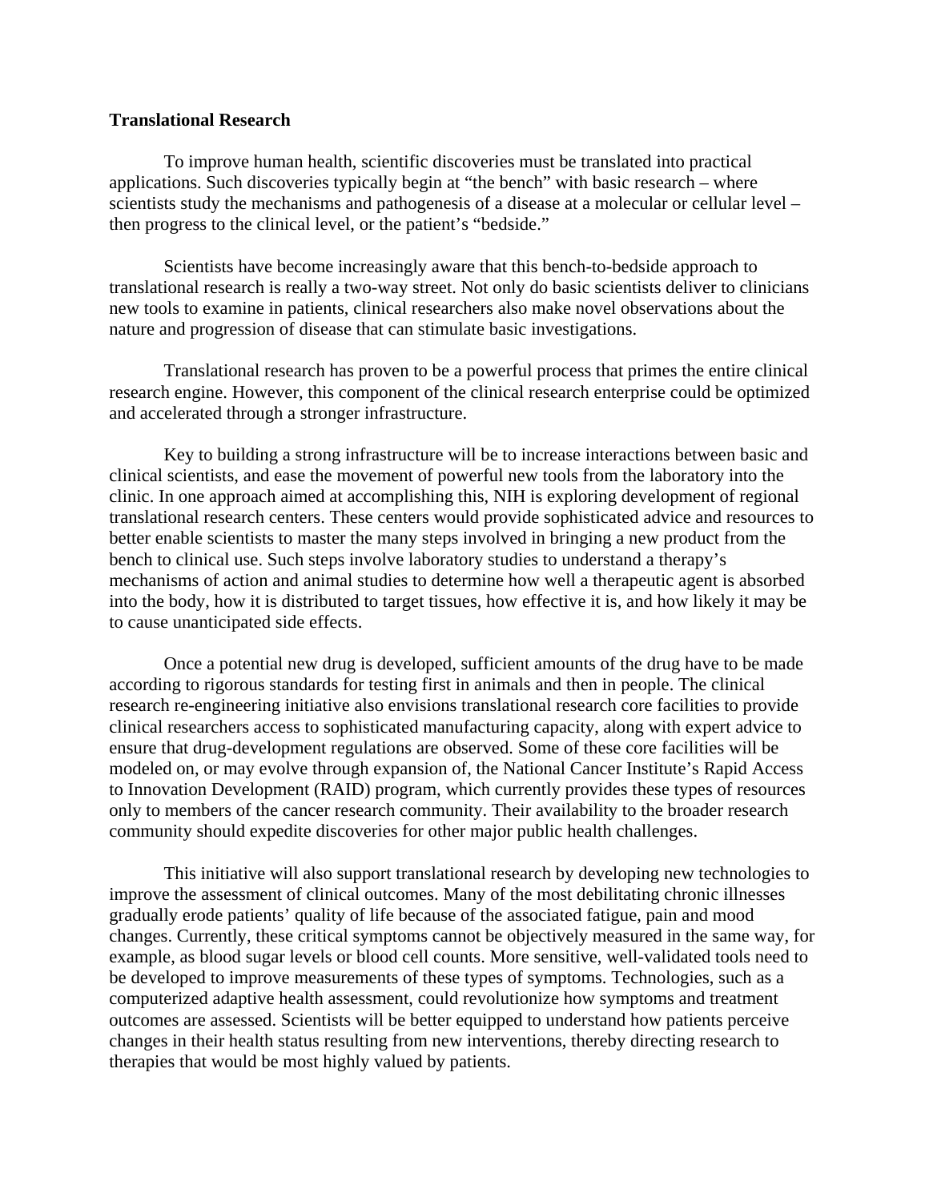**Translational Research**

To improve human health, scientific discoveries must be translated into practical applications. Such discoveries typically begin at "the bench" with basic research – where scientists study the mechanisms and pathogenesis of a disease at a molecular or cellular level – then progress to the clinical level, or the patient's "bedside."

Scientists have become increasingly aware that this bench-to-bedside approach to translational research is really a two-way street. Not only do basic scientists deliver to clinicians new tools to examine in patients, clinical researchers also make novel observations about the nature and progression of disease that can stimulate basic investigations.

Translational research has proven to be a powerful process that primes the entire clinical research engine. However, this component of the clinical research enterprise could be optimized and accelerated through a stronger infrastructure.

Key to building a strong infrastructure will be to increase interactions between basic and clinical scientists, and ease the movement of powerful new tools from the laboratory into the clinic. In one approach aimed at accomplishing this, NIH is exploring development of regional translational research centers. These centers would provide sophisticated advice and resources to better enable scientists to master the many steps involved in bringing a new product from the bench to clinical use. Such steps involve laboratory studies to understand a therapy's mechanisms of action and animal studies to determine how well a therapeutic agent is absorbed into the body, how it is distributed to target tissues, how effective it is, and how likely it may be to cause unanticipated side effects.

Once a potential new drug is developed, sufficient amounts of the drug have to be made according to rigorous standards for testing first in animals and then in people. The clinical research re-engineering initiative also envisions translational research core facilities to provide clinical researchers access to sophisticated manufacturing capacity, along with expert advice to ensure that drug-development regulations are observed. Some of these core facilities will be modeled on, or may evolve through expansion of, the National Cancer Institute's Rapid Access to Innovation Development (RAID) program, which currently provides these types of resources only to members of the cancer research community. Their availability to the broader research community should expedite discoveries for other major public health challenges.

This initiative will also support translational research by developing new technologies to improve the assessment of clinical outcomes. Many of the most debilitating chronic illnesses gradually erode patients' quality of life because of the associated fatigue, pain and mood changes. Currently, these critical symptoms cannot be objectively measured in the same way, for example, as blood sugar levels or blood cell counts. More sensitive, well-validated tools need to be developed to improve measurements of these types of symptoms. Technologies, such as a computerized adaptive health assessment, could revolutionize how symptoms and treatment outcomes are assessed. Scientists will be better equipped to understand how patients perceive changes in their health status resulting from new interventions, thereby directing research to therapies that would be most highly valued by patients.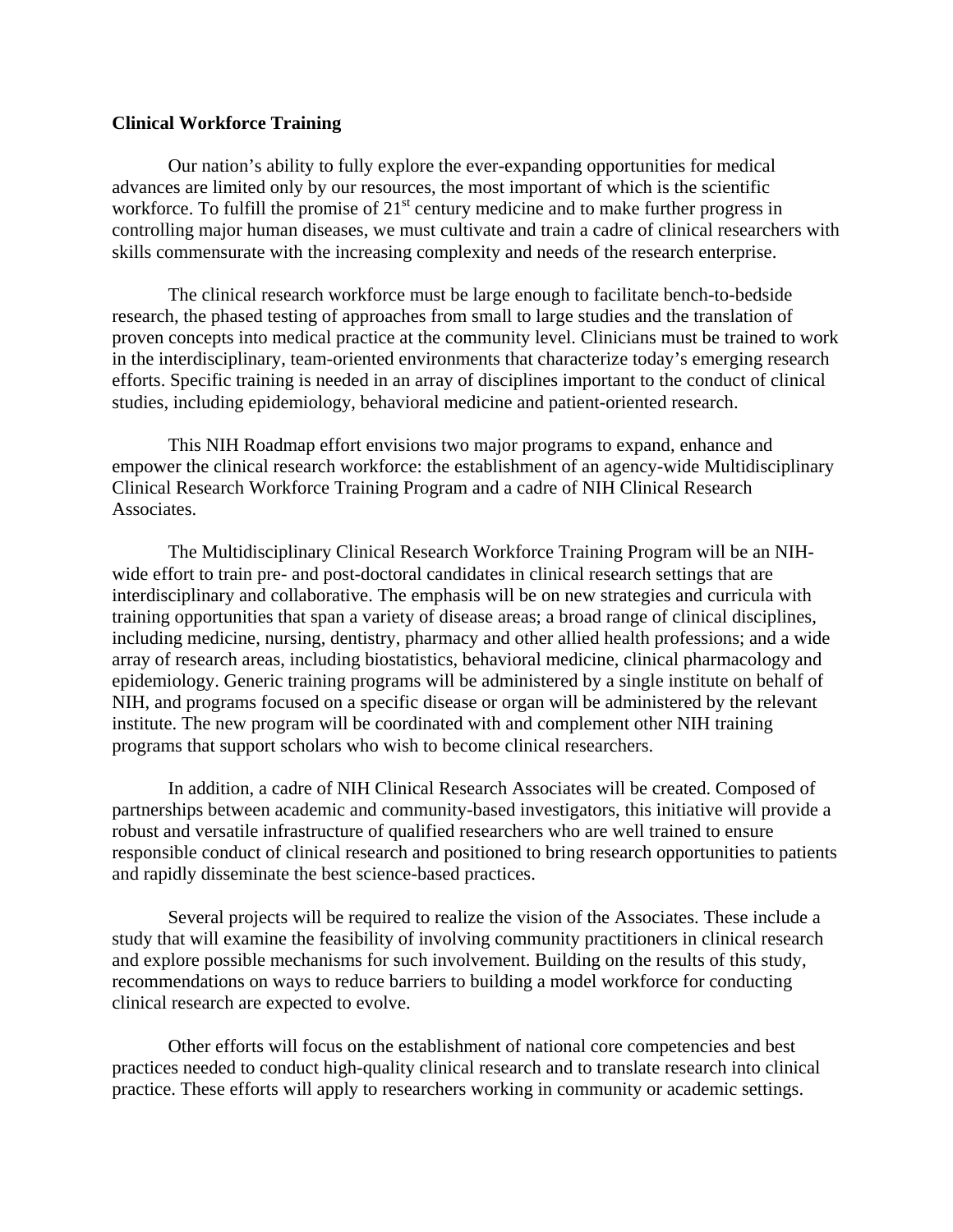**Clinical Workforce Training**

Our nation's ability to fully explore the ever-expanding opportunities for medical advances are limited only by our resources, the most important of which is the scientific workforce. To fulfill the promise of 21st century medicine and to make further progress in controlling major human diseases, we must cultivate and train a cadre of clinical researchers with skills commensurate with the increasing complexity and needs of the research enterprise.

The clinical research workforce must be large enough to facilitate bench-to-bedside research, the phased testing of approaches from small to large studies and the translation of proven concepts into medical practice at the community level. Clinicians must be trained to work in the interdisciplinary, team-oriented environments that characterize today's emerging research efforts. Specific training is needed in an array of disciplines important to the conduct of clinical studies, including epidemiology, behavioral medicine and patient-oriented research.

This NIH Roadmap effort envisions two major programs to expand, enhance and empower the clinical research workforce: the establishment of an agency-wide Multidisciplinary Clinical Research Workforce Training Program and a cadre of NIH Clinical Research Associates.

The Multidisciplinary Clinical Research Workforce Training Program will be an NIH-wide effort to train pre- and post-doctoral candidates in clinical research settings that are interdisciplinary and collaborative. The emphasis will be on new strategies and curricula with training opportunities that span a variety of disease areas; a broad range of clinical disciplines, including medicine, nursing, dentistry, pharmacy and other allied health professions; and a wide array of research areas, including biostatistics, behavioral medicine, clinical pharmacology and epidemiology. Generic training programs will be administered by a single institute on behalf of NIH, and programs focused on a specific disease or organ will be administered by the relevant institute. The new program will be coordinated with and complement other NIH training programs that support scholars who wish to become clinical researchers.

In addition, a cadre of NIH Clinical Research Associates will be created. Composed of partnerships between academic and community-based investigators, this initiative will provide a robust and versatile infrastructure of qualified researchers who are well trained to ensure responsible conduct of clinical research and positioned to bring research opportunities to patients and rapidly disseminate the best science-based practices.

Several projects will be required to realize the vision of the Associates. These include a study that will examine the feasibility of involving community practitioners in clinical research and explore possible mechanisms for such involvement. Building on the results of this study, recommendations on ways to reduce barriers to building a model workforce for conducting clinical research are expected to evolve.

Other efforts will focus on the establishment of national core competencies and best practices needed to conduct high-quality clinical research and to translate research into clinical practice. These efforts will apply to researchers working in community or academic settings.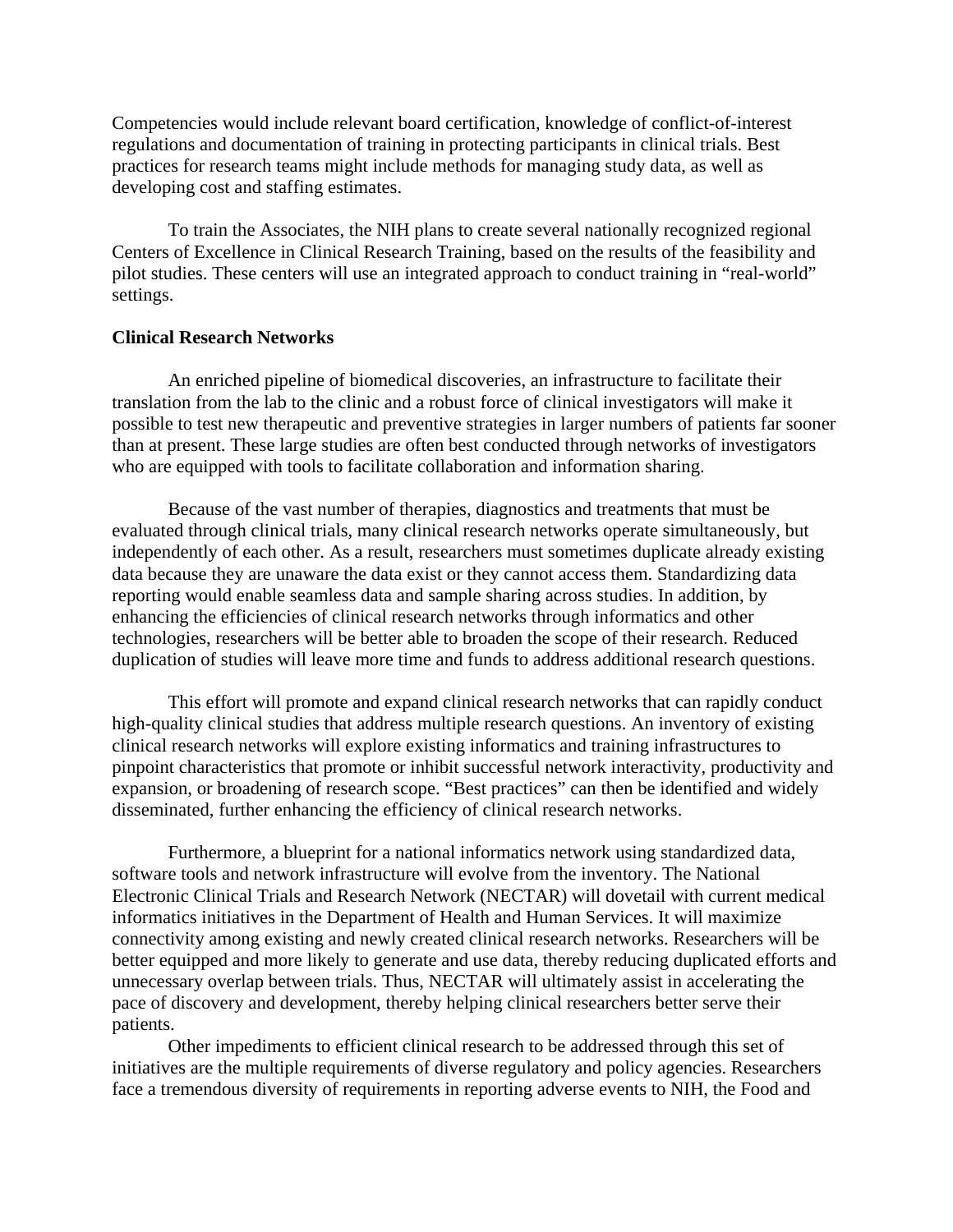Competencies would include relevant board certification, knowledge of conflict-of-interest regulations and documentation of training in protecting participants in clinical trials. Best practices for research teams might include methods for managing study data, as well as developing cost and staffing estimates.

To train the Associates, the NIH plans to create several nationally recognized regional Centers of Excellence in Clinical Research Training, based on the results of the feasibility and pilot studies. These centers will use an integrated approach to conduct training in "real-world" settings.

**Clinical Research Networks**

An enriched pipeline of biomedical discoveries, an infrastructure to facilitate their translation from the lab to the clinic and a robust force of clinical investigators will make it possible to test new therapeutic and preventive strategies in larger numbers of patients far sooner than at present. These large studies are often best conducted through networks of investigators who are equipped with tools to facilitate collaboration and information sharing.

Because of the vast number of therapies, diagnostics and treatments that must be evaluated through clinical trials, many clinical research networks operate simultaneously, but independently of each other. As a result, researchers must sometimes duplicate already existing data because they are unaware the data exist or they cannot access them. Standardizing data reporting would enable seamless data and sample sharing across studies. In addition, by enhancing the efficiencies of clinical research networks through informatics and other technologies, researchers will be better able to broaden the scope of their research. Reduced duplication of studies will leave more time and funds to address additional research questions.

This effort will promote and expand clinical research networks that can rapidly conduct high-quality clinical studies that address multiple research questions. An inventory of existing clinical research networks will explore existing informatics and training infrastructures to pinpoint characteristics that promote or inhibit successful network interactivity, productivity and expansion, or broadening of research scope. "Best practices" can then be identified and widely disseminated, further enhancing the efficiency of clinical research networks.

Furthermore, a blueprint for a national informatics network using standardized data, software tools and network infrastructure will evolve from the inventory. The National Electronic Clinical Trials and Research Network (NECTAR) will dovetail with current medical informatics initiatives in the Department of Health and Human Services. It will maximize connectivity among existing and newly created clinical research networks. Researchers will be better equipped and more likely to generate and use data, thereby reducing duplicated efforts and unnecessary overlap between trials. Thus, NECTAR will ultimately assist in accelerating the pace of discovery and development, thereby helping clinical researchers better serve their patients.

Other impediments to efficient clinical research to be addressed through this set of initiatives are the multiple requirements of diverse regulatory and policy agencies. Researchers face a tremendous diversity of requirements in reporting adverse events to NIH, the Food and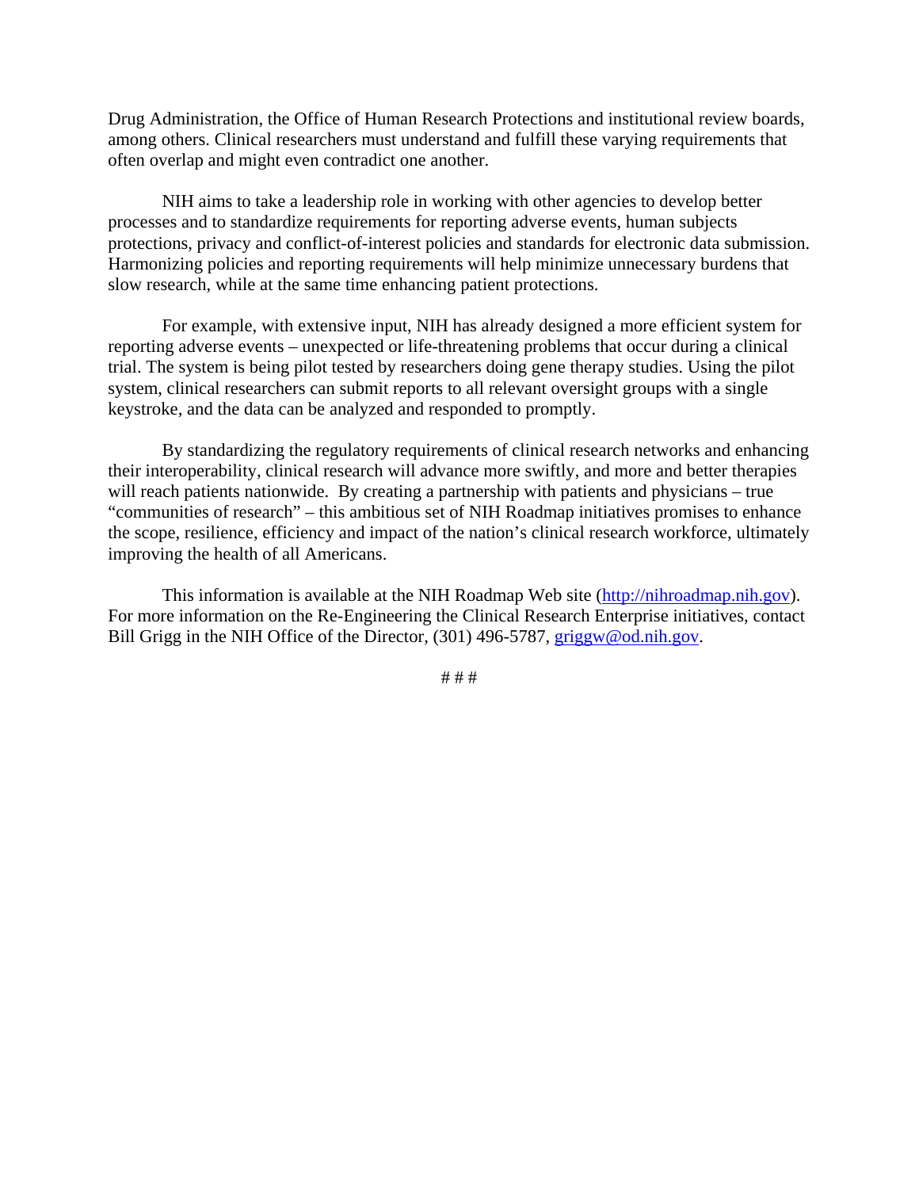Drug Administration, the Office of Human Research Protections and institutional review boards, among others. Clinical researchers must understand and fulfill these varying requirements that often overlap and might even contradict one another.

NIH aims to take a leadership role in working with other agencies to develop better processes and to standardize requirements for reporting adverse events, human subjects protections, privacy and conflict-of-interest policies and standards for electronic data submission. Harmonizing policies and reporting requirements will help minimize unnecessary burdens that slow research, while at the same time enhancing patient protections.

For example, with extensive input, NIH has already designed a more efficient system for reporting adverse events – unexpected or life-threatening problems that occur during a clinical trial. The system is being pilot tested by researchers doing gene therapy studies. Using the pilot system, clinical researchers can submit reports to all relevant oversight groups with a single keystroke, and the data can be analyzed and responded to promptly.

By standardizing the regulatory requirements of clinical research networks and enhancing their interoperability, clinical research will advance more swiftly, and more and better therapies will reach patients nationwide. By creating a partnership with patients and physicians – true "communities of research" – this ambitious set of NIH Roadmap initiatives promises to enhance the scope, resilience, efficiency and impact of the nation's clinical research workforce, ultimately improving the health of all Americans.

This information is available at the NIH Roadmap Web site (http://nihroadmap.nih.gov). For more information on the Re-Engineering the Clinical Research Enterprise initiatives, contact Bill Grigg in the NIH Office of the Director, (301) 496-5787, griggw@od.nih.gov.

# # #